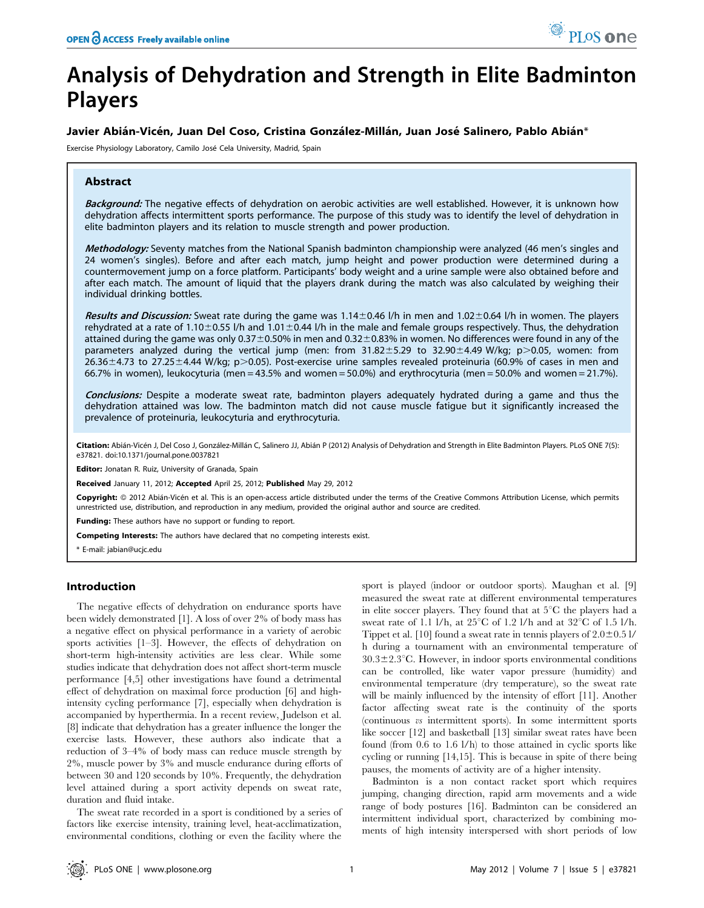# Analysis of Dehydration and Strength in Elite Badminton Players

**Javier Abián-Vicén, Juan Del Coso, Cristina González-Millán, Juan José Salinero, Pablo Abián***

Exercise Physiology Laboratory, Camilo José Cela University, Madrid, Spain

## Abstract

***Background:*** The negative effects of dehydration on aerobic activities are well established. However, it is unknown how dehydration affects intermittent sports performance. The purpose of this study was to identify the level of dehydration in elite badminton players and its relation to muscle strength and power production.

***Methodology:*** Seventy matches from the National Spanish badminton championship were analyzed (46 men's singles and 24 women's singles). Before and after each match, jump height and power production were determined during a countermovement jump on a force platform. Participants' body weight and a urine sample were also obtained before and after each match. The amount of liquid that the players drank during the match was also calculated by weighing their individual drinking bottles.

***Results and Discussion:*** Sweat rate during the game was $1.14 \pm 0.46$ l/h in men and $1.02 \pm 0.64$ l/h in women. The players rehydrated at a rate of $1.10 \pm 0.55$ l/h and $1.01 \pm 0.44$ l/h in the male and female groups respectively. Thus, the dehydration attained during the game was only $0.37 \pm 0.50$% in men and $0.32 \pm 0.83$% in women. No differences were found in any of the parameters analyzed during the vertical jump (men: from $31.82 \pm 5.29$ to $32.90 \pm 4.49$ W/kg; $p > 0.05$, women: from $26.36 \pm 4.73$ to $27.25 \pm 4.44$ W/kg; $p > 0.05$). Post-exercise urine samples revealed proteinuria (60.9% of cases in men and 66.7% in women), leukocyturia (men = 43.5% and women = 50.0%) and erythrocyturia (men = 50.0% and women = 21.7%).

***Conclusions:*** Despite a moderate sweat rate, badminton players adequately hydrated during a game and thus the dehydration attained was low. The badminton match did not cause muscle fatigue but it significantly increased the prevalence of proteinuria, leukocyturia and erythrocyturia.

**Citation:** Abián-Vicén J, Del Coso J, González-Millán C, Salinero JJ, Abián P (2012) Analysis of Dehydration and Strength in Elite Badminton Players. PLoS ONE 7(5): e37821. doi:10.1371/journal.pone.0037821

**Editor:** Jonatan R. Ruiz, University of Granada, Spain

**Received** January 11, 2012; **Accepted** April 25, 2012; **Published** May 29, 2012

**Copyright:** © 2012 Abián-Vicén et al. This is an open-access article distributed under the terms of the Creative Commons Attribution License, which permits unrestricted use, distribution, and reproduction in any medium, provided the original author and source are credited.

**Funding:** These authors have no support or funding to report.

**Competing Interests:** The authors have declared that no competing interests exist.

\* E-mail: jabian@ucjc.edu

## Introduction

The negative effects of dehydration on endurance sports have been widely demonstrated [1]. A loss of over 2% of body mass has a negative effect on physical performance in a variety of aerobic sports activities [1–3]. However, the effects of dehydration on short-term high-intensity activities are less clear. While some studies indicate that dehydration does not affect short-term muscle performance [4,5] other investigations have found a detrimental effect of dehydration on maximal force production [6] and high-intensity cycling performance [7], especially when dehydration is accompanied by hyperthermia. In a recent review, Judelson et al. [8] indicate that dehydration has a greater influence the longer the exercise lasts. However, these authors also indicate that a reduction of 3–4% of body mass can reduce muscle strength by 2%, muscle power by 3% and muscle endurance during efforts of between 30 and 120 seconds by 10%. Frequently, the dehydration level attained during a sport activity depends on sweat rate, duration and fluid intake.

The sweat rate recorded in a sport is conditioned by a series of factors like exercise intensity, training level, heat-acclimatization, environmental conditions, clothing or even the facility where the sport is played (indoor or outdoor sports). Maughan et al. [9] measured the sweat rate at different environmental temperatures in elite soccer players. They found that at 5°C the players had a sweat rate of 1.1 l/h, at 25°C of 1.2 l/h and at 32°C of 1.5 l/h. Tippet et al. [10] found a sweat rate in tennis players of $2.0 \pm 0.5$ l/h during a tournament with an environmental temperature of $30.3 \pm 2.3$°C. However, in indoor sports environmental conditions can be controlled, like water vapor pressure (humidity) and environmental temperature (dry temperature), so the sweat rate will be mainly influenced by the intensity of effort [11]. Another factor affecting sweat rate is the continuity of the sports (continuous *vs* intermittent sports). In some intermittent sports like soccer [12] and basketball [13] similar sweat rates have been found (from 0.6 to 1.6 l/h) to those attained in cyclic sports like cycling or running [14,15]. This is because in spite of there being pauses, the moments of activity are of a higher intensity.

Badminton is a non contact racket sport which requires jumping, changing direction, rapid arm movements and a wide range of body postures [16]. Badminton can be considered an intermittent individual sport, characterized by combining moments of high intensity interspersed with short periods of low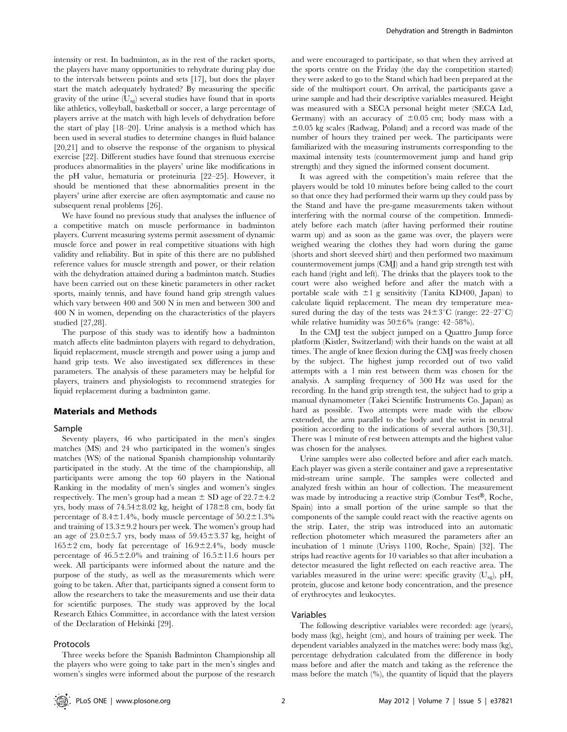intensity or rest. In badminton, as in the rest of the racket sports, the players have many opportunities to rehydrate during play due to the intervals between points and sets [17], but does the player start the match adequately hydrated? By measuring the specific gravity of the urine ($U_{sg}$) several studies have found that in sports like athletics, volleyball, basketball or soccer, a large percentage of players arrive at the match with high levels of dehydration before the start of play [18–20]. Urine analysis is a method which has been used in several studies to determine changes in fluid balance [20,21] and to observe the response of the organism to physical exercise [22]. Different studies have found that strenuous exercise produces abnormalities in the players' urine like modifications in the pH value, hematuria or proteinuria [22–25]. However, it should be mentioned that these abnormalities present in the players' urine after exercise are often asymptomatic and cause no subsequent renal problems [26].

We have found no previous study that analyses the influence of a competitive match on muscle performance in badminton players. Current measuring systems permit assessment of dynamic muscle force and power in real competitive situations with high validity and reliability. But in spite of this there are no published reference values for muscle strength and power, or their relation with the dehydration attained during a badminton match. Studies have been carried out on these kinetic parameters in other racket sports, mainly tennis, and have found hand grip strength values which vary between 400 and 500 N in men and between 300 and 400 N in women, depending on the characteristics of the players studied [27,28].

The purpose of this study was to identify how a badminton match affects elite badminton players with regard to dehydration, liquid replacement, muscle strength and power using a jump and hand grip tests. We also investigated sex differences in these parameters. The analysis of these parameters may be helpful for players, trainers and physiologists to recommend strategies for liquid replacement during a badminton game.

## Materials and Methods

### Sample

Seventy players, 46 who participated in the men's singles matches (MS) and 24 who participated in the women's singles matches (WS) of the national Spanish championship voluntarily participated in the study. At the time of the championship, all participants were among the top 60 players in the National Ranking in the modality of men's singles and women's singles respectively. The men's group had a mean ± SD age of 22.7±4.2 yrs, body mass of 74.54±8.02 kg, height of 178±8 cm, body fat percentage of 8.4±1.4%, body muscle percentage of 50.2±1.3% and training of 13.3±9.2 hours per week. The women's group had an age of 23.0±5.7 yrs, body mass of 59.45±3.37 kg, height of 165±2 cm, body fat percentage of 16.9±2.4%, body muscle percentage of 46.5±2.0% and training of 16.5±11.6 hours per week. All participants were informed about the nature and the purpose of the study, as well as the measurements which were going to be taken. After that, participants signed a consent form to allow the researchers to take the measurements and use their data for scientific purposes. The study was approved by the local Research Ethics Committee, in accordance with the latest version of the Declaration of Helsinki [29].

### Protocols

Three weeks before the Spanish Badminton Championship all the players who were going to take part in the men's singles and women's singles were informed about the purpose of the research and were encouraged to participate, so that when they arrived at the sports centre on the Friday (the day the competition started) they were asked to go to the Stand which had been prepared at the side of the multisport court. On arrival, the participants gave a urine sample and had their descriptive variables measured. Height was measured with a SECA personal height meter (SECA Ltd, Germany) with an accuracy of ±0.05 cm; body mass with a ±0.05 kg scales (Radwag, Poland) and a record was made of the number of hours they trained per week. The participants were familiarized with the measuring instruments corresponding to the maximal intensity tests (countermovement jump and hand grip strength) and they signed the informed consent document.

It was agreed with the competition's main referee that the players would be told 10 minutes before being called to the court so that once they had performed their warm up they could pass by the Stand and have the pre-game measurements taken without interfering with the normal course of the competition. Immediately before each match (after having performed their routine warm up) and as soon as the game was over, the players were weighed wearing the clothes they had worn during the game (shorts and short sleeved shirt) and then performed two maximum countermovement jumps (CMJ) and a hand grip strength test with each hand (right and left). The drinks that the players took to the court were also weighed before and after the match with a portable scale with ±1 g sensitivity (Tanita KD400, Japan) to calculate liquid replacement. The mean dry temperature measured during the day of the tests was 24±3°C (range: 22–27°C) while relative humidity was 50±6% (range: 42–58%).

In the CMJ test the subject jumped on a Quattro Jump force platform (Kistler, Switzerland) with their hands on the waist at all times. The angle of knee flexion during the CMJ was freely chosen by the subject. The highest jump recorded out of two valid attempts with a 1 min rest between them was chosen for the analysis. A sampling frequency of 500 Hz was used for the recording. In the hand grip strength test, the subject had to grip a manual dynamometer (Takei Scientific Instruments Co. Japan) as hard as possible. Two attempts were made with the elbow extended, the arm parallel to the body and the wrist in neutral position according to the indications of several authors [30,31]. There was 1 minute of rest between attempts and the highest value was chosen for the analyses.

Urine samples were also collected before and after each match. Each player was given a sterile container and gave a representative mid-stream urine sample. The samples were collected and analyzed fresh within an hour of collection. The measurement was made by introducing a reactive strip (Combur Test®, Roche, Spain) into a small portion of the urine sample so that the components of the sample could react with the reactive agents on the strip. Later, the strip was introduced into an automatic reflection photometer which measured the parameters after an incubation of 1 minute (Urisys 1100, Roche, Spain) [32]. The strips had reactive agents for 10 variables so that after incubation a detector measured the light reflected on each reactive area. The variables measured in the urine were: specific gravity ($U_{sg}$), pH, protein, glucose and ketone body concentration, and the presence of erythrocytes and leukocytes.

### Variables

The following descriptive variables were recorded: age (years), body mass (kg), height (cm), and hours of training per week. The dependent variables analyzed in the matches were: body mass (kg), percentage dehydration calculated from the difference in body mass before and after the match and taking as the reference the mass before the match (%), the quantity of liquid that the players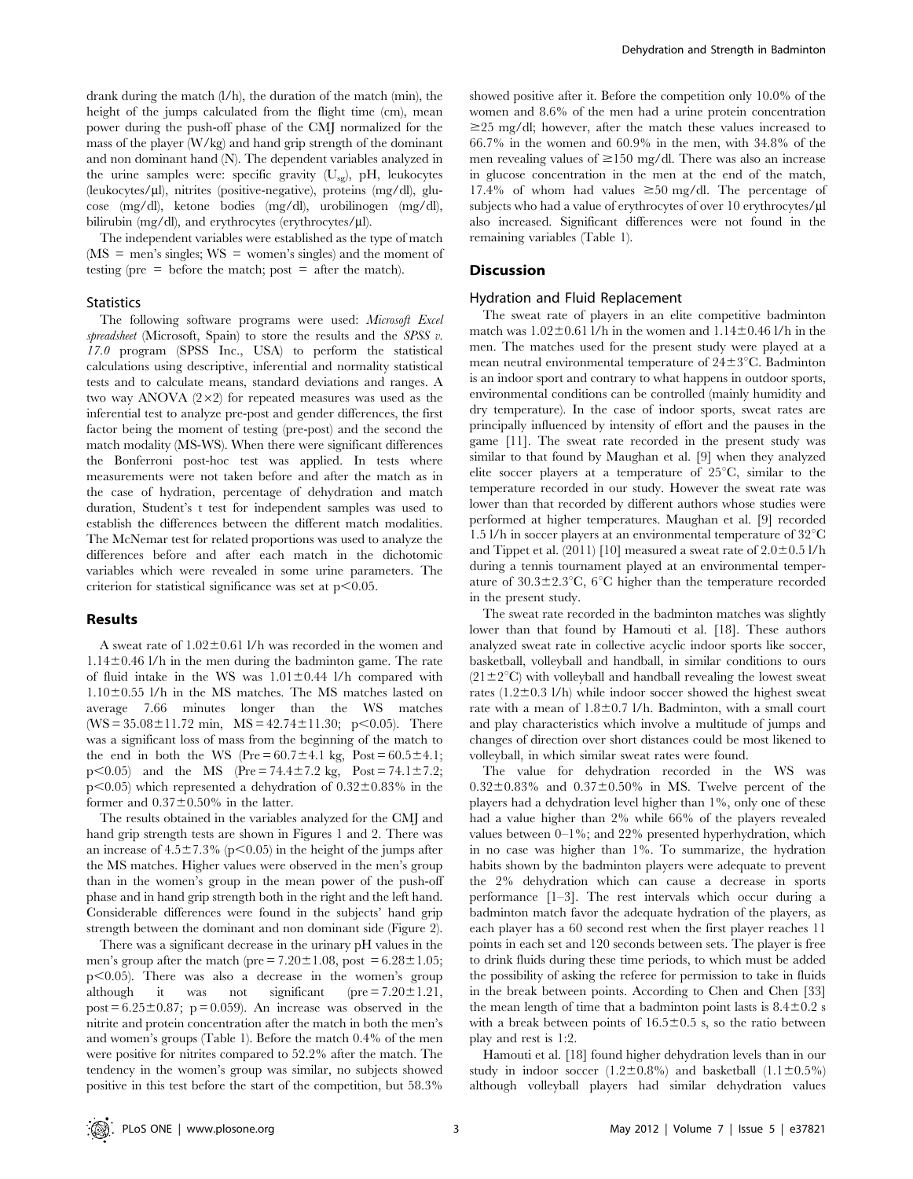drank during the match (l/h), the duration of the match (min), the height of the jumps calculated from the flight time (cm), mean power during the push-off phase of the CMJ normalized for the mass of the player (W/kg) and hand grip strength of the dominant and non dominant hand (N). The dependent variables analyzed in the urine samples were: specific gravity ($U_{sg}$), pH, leukocytes (leukocytes/µl), nitrites (positive-negative), proteins (mg/dl), glucose (mg/dl), ketone bodies (mg/dl), urobilinogen (mg/dl), bilirubin (mg/dl), and erythrocytes (erythrocytes/µl).

The independent variables were established as the type of match (MS = men's singles; WS = women's singles) and the moment of testing (pre = before the match; post = after the match).

### Statistics

The following software programs were used: *Microsoft Excel spreadsheet* (Microsoft, Spain) to store the results and the *SPSS v. 17.0* program (SPSS Inc., USA) to perform the statistical calculations using descriptive, inferential and normality statistical tests and to calculate means, standard deviations and ranges. A two way ANOVA (2×2) for repeated measures was used as the inferential test to analyze pre-post and gender differences, the first factor being the moment of testing (pre-post) and the second the match modality (MS-WS). When there were significant differences the Bonferroni post-hoc test was applied. In tests where measurements were not taken before and after the match as in the case of hydration, percentage of dehydration and match duration, Student's t test for independent samples was used to establish the differences between the different match modalities. The McNemar test for related proportions was used to analyze the differences before and after each match in the dichotomic variables which were revealed in some urine parameters. The criterion for statistical significance was set at $p<0.05$.

## Results

A sweat rate of 1.02±0.61 l/h was recorded in the women and 1.14±0.46 l/h in the men during the badminton game. The rate of fluid intake in the WS was 1.01±0.44 l/h compared with 1.10±0.55 l/h in the MS matches. The MS matches lasted on average 7.66 minutes longer than the WS matches (WS = 35.08±11.72 min, MS = 42.74±11.30; $p<0.05$). There was a significant loss of mass from the beginning of the match to the end in both the WS (Pre = 60.7±4.1 kg, Post = 60.5±4.1; $p<0.05$) and the MS (Pre = 74.4±7.2 kg, Post = 74.1±7.2; $p<0.05$) which represented a dehydration of 0.32±0.83% in the former and 0.37±0.50% in the latter.

The results obtained in the variables analyzed for the CMJ and hand grip strength tests are shown in Figures 1 and 2. There was an increase of 4.5±7.3% ($p<0.05$) in the height of the jumps after the MS matches. Higher values were observed in the men's group than in the women's group in the mean power of the push-off phase and in hand grip strength both in the right and the left hand. Considerable differences were found in the subjects' hand grip strength between the dominant and non dominant side (Figure 2).

There was a significant decrease in the urinary pH values in the men's group after the match (pre = 7.20±1.08, post = 6.28±1.05; $p<0.05$). There was also a decrease in the women's group although it was not significant (pre = 7.20±1.21, post = 6.25±0.87; $p = 0.059$). An increase was observed in the nitrite and protein concentration after the match in both the men's and women's groups (Table 1). Before the match 0.4% of the men were positive for nitrites compared to 52.2% after the match. The tendency in the women's group was similar, no subjects showed positive in this test before the start of the competition, but 58.3% showed positive after it. Before the competition only 10.0% of the women and 8.6% of the men had a urine protein concentration ≥25 mg/dl; however, after the match these values increased to 66.7% in the women and 60.9% in the men, with 34.8% of the men revealing values of ≥150 mg/dl. There was also an increase in glucose concentration in the men at the end of the match, 17.4% of whom had values ≥50 mg/dl. The percentage of subjects who had a value of erythrocytes of over 10 erythrocytes/µl also increased. Significant differences were not found in the remaining variables (Table 1).

## Discussion

### Hydration and Fluid Replacement

The sweat rate of players in an elite competitive badminton match was 1.02±0.61 l/h in the women and 1.14±0.46 l/h in the men. The matches used for the present study were played at a mean neutral environmental temperature of 24±3°C. Badminton is an indoor sport and contrary to what happens in outdoor sports, environmental conditions can be controlled (mainly humidity and dry temperature). In the case of indoor sports, sweat rates are principally influenced by intensity of effort and the pauses in the game [11]. The sweat rate recorded in the present study was similar to that found by Maughan et al. [9] when they analyzed elite soccer players at a temperature of 25°C, similar to the temperature recorded in our study. However the sweat rate was lower than that recorded by different authors whose studies were performed at higher temperatures. Maughan et al. [9] recorded 1.5 l/h in soccer players at an environmental temperature of 32°C and Tippet et al. (2011) [10] measured a sweat rate of 2.0±0.5 l/h during a tennis tournament played at an environmental temperature of 30.3±2.3°C, 6°C higher than the temperature recorded in the present study.

The sweat rate recorded in the badminton matches was slightly lower than that found by Hamouti et al. [18]. These authors analyzed sweat rate in collective acyclic indoor sports like soccer, basketball, volleyball and handball, in similar conditions to ours (21±2°C) with volleyball and handball revealing the lowest sweat rates (1.2±0.3 l/h) while indoor soccer showed the highest sweat rate with a mean of 1.8±0.7 l/h. Badminton, with a small court and play characteristics which involve a multitude of jumps and changes of direction over short distances could be most likened to volleyball, in which similar sweat rates were found.

The value for dehydration recorded in the WS was 0.32±0.83% and 0.37±0.50% in MS. Twelve percent of the players had a dehydration level higher than 1%, only one of these had a value higher than 2% while 66% of the players revealed values between 0–1%; and 22% presented hyperhydration, which in no case was higher than 1%. To summarize, the hydration habits shown by the badminton players were adequate to prevent the 2% dehydration which can cause a decrease in sports performance [1–3]. The rest intervals which occur during a badminton match favor the adequate hydration of the players, as each player has a 60 second rest when the first player reaches 11 points in each set and 120 seconds between sets. The player is free to drink fluids during these time periods, to which must be added the possibility of asking the referee for permission to take in fluids in the break between points. According to Chen and Chen [33] the mean length of time that a badminton point lasts is 8.4±0.2 s with a break between points of 16.5±0.5 s, so the ratio between play and rest is 1:2.

Hamouti et al. [18] found higher dehydration levels than in our study in indoor soccer (1.2±0.8%) and basketball (1.1±0.5%) although volleyball players had similar dehydration values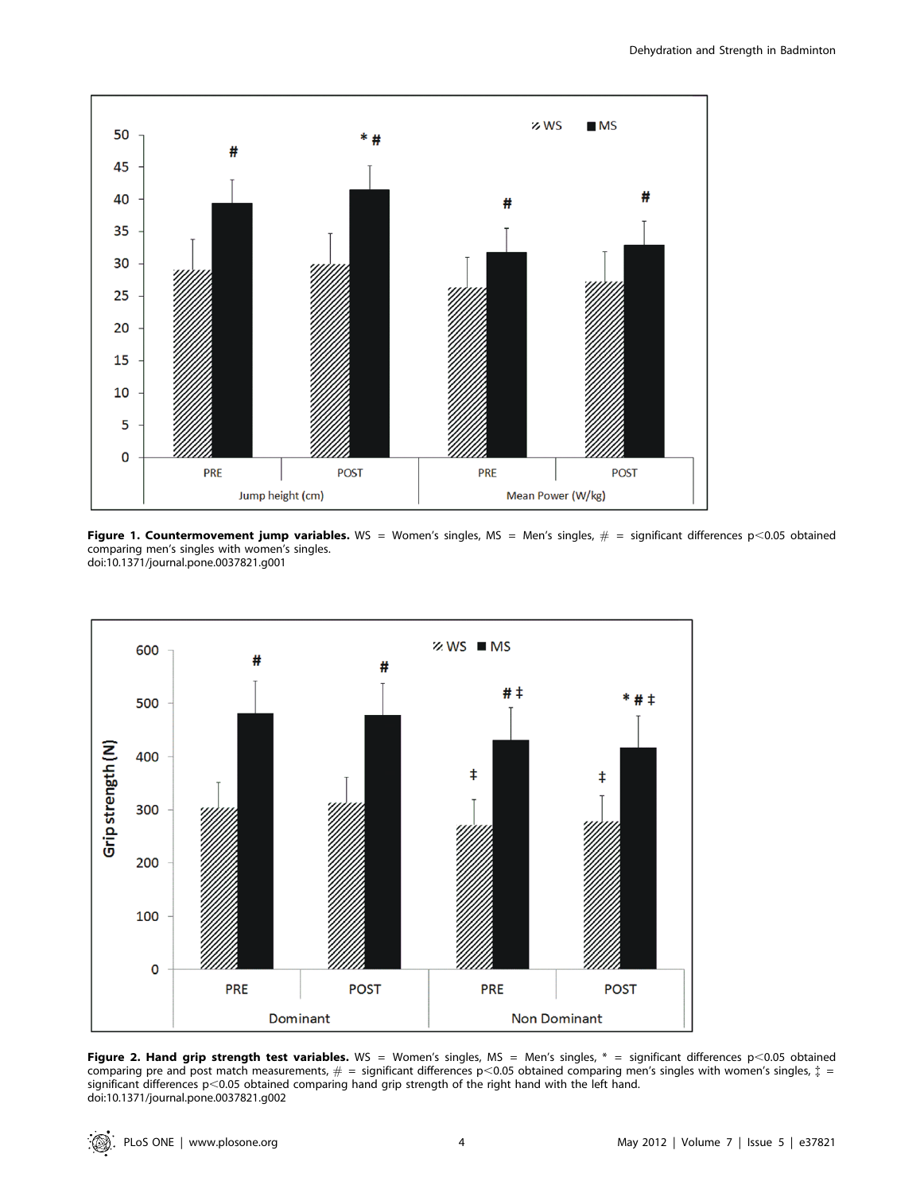**Figure 1. Countermovement jump variables.** WS = Women's singles, MS = Men's singles, # = significant differences $p<0.05$ obtained comparing men's singles with women's singles.
doi:10.1371/journal.pone.0037821.g001

**Figure 2. Hand grip strength test variables.** WS = Women's singles, MS = Men's singles, * = significant differences $p<0.05$ obtained comparing pre and post match measurements, # = significant differences $p<0.05$ obtained comparing men's singles with women's singles, ‡ = significant differences $p<0.05$ obtained comparing hand grip strength of the right hand with the left hand.
doi:10.1371/journal.pone.0037821.g002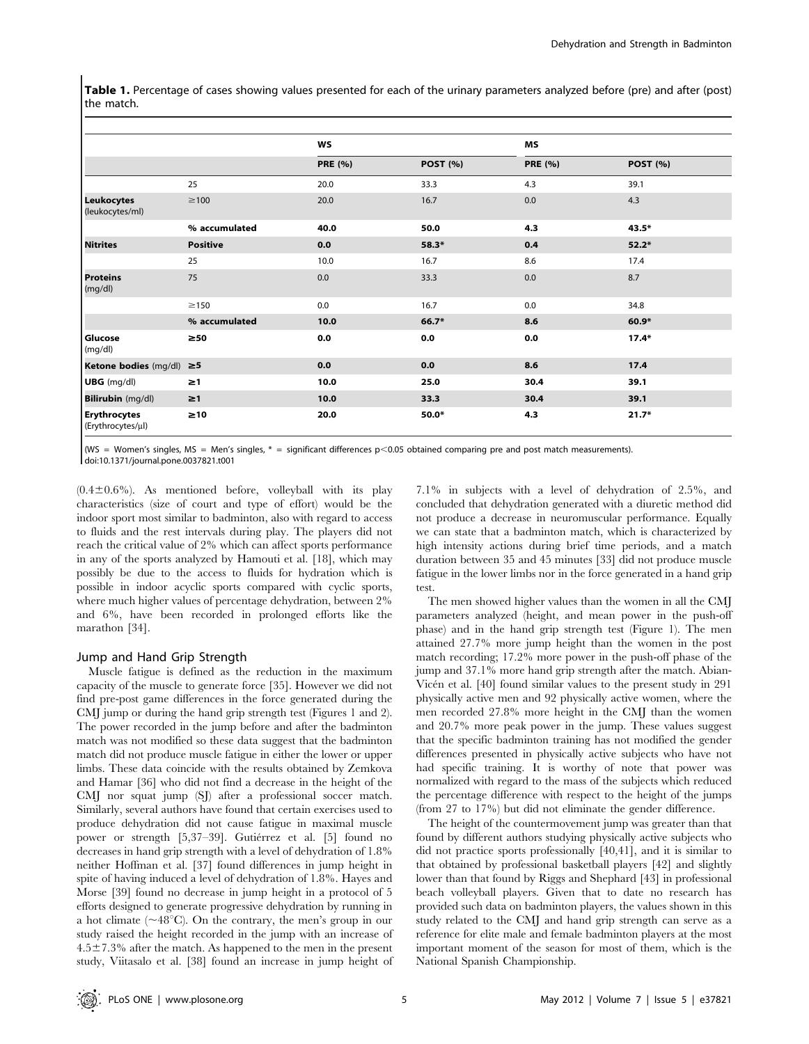**Table 1.** Percentage of cases showing values presented for each of the urinary parameters analyzed before (pre) and after (post) the match.

| | | WS | | MS | |
|---|---|---|---|---|---|
| | | **PRE (%)** | **POST (%)** | **PRE (%)** | **POST (%)** |
| | 25 | 20.0 | 33.3 | 4.3 | 39.1 |
| **Leukocytes** (leukocytes/ml) | ≥100 | 20.0 | 16.7 | 0.0 | 4.3 |
| | **% accumulated** | **40.0** | **50.0** | **4.3** | **43.5*** |
| **Nitrites** | **Positive** | **0.0** | **58.3*** | **0.4** | **52.2*** |
| | 25 | 10.0 | 16.7 | 8.6 | 17.4 |
| **Proteins** (mg/dl) | 75 | 0.0 | 33.3 | 0.0 | 8.7 |
| | ≥150 | 0.0 | 16.7 | 0.0 | 34.8 |
| | **% accumulated** | **10.0** | **66.7*** | **8.6** | **60.9*** |
| **Glucose** (mg/dl) | **≥50** | **0.0** | **0.0** | **0.0** | **17.4*** |
| **Ketone bodies** (mg/dl) | **≥5** | **0.0** | **0.0** | **8.6** | **17.4** |
| **UBG** (mg/dl) | **≥1** | **10.0** | **25.0** | **30.4** | **39.1** |
| **Bilirubin** (mg/dl) | **≥1** | **10.0** | **33.3** | **30.4** | **39.1** |
| **Erythrocytes** (Erythrocytes/µl) | **≥10** | **20.0** | **50.0*** | **4.3** | **21.7*** |

(WS = Women's singles, MS = Men's singles, * = significant differences $p<0.05$ obtained comparing pre and post match measurements).
doi:10.1371/journal.pone.0037821.t001

(0.4±0.6%). As mentioned before, volleyball with its play characteristics (size of court and type of effort) would be the indoor sport most similar to badminton, also with regard to access to fluids and the rest intervals during play. The players did not reach the critical value of 2% which can affect sports performance in any of the sports analyzed by Hamouti et al. [18], which may possibly be due to the access to fluids for hydration which is possible in indoor acyclic sports compared with cyclic sports, where much higher values of percentage dehydration, between 2% and 6%, have been recorded in prolonged efforts like the marathon [34].

## Jump and Hand Grip Strength

Muscle fatigue is defined as the reduction in the maximum capacity of the muscle to generate force [35]. However we did not find pre-post game differences in the force generated during the CMJ jump or during the hand grip strength test (Figures 1 and 2). The power recorded in the jump before and after the badminton match was not modified so these data suggest that the badminton match did not produce muscle fatigue in either the lower or upper limbs. These data coincide with the results obtained by Zemkova and Hamar [36] who did not find a decrease in the height of the CMJ nor squat jump (SJ) after a professional soccer match. Similarly, several authors have found that certain exercises used to produce dehydration did not cause fatigue in maximal muscle power or strength [5,37–39]. Gutiérrez et al. [5] found no decreases in hand grip strength with a level of dehydration of 1.8% neither Hoffman et al. [37] found differences in jump height in spite of having induced a level of dehydration of 1.8%. Hayes and Morse [39] found no decrease in jump height in a protocol of 5 efforts designed to generate progressive dehydration by running in a hot climate (~48°C). On the contrary, the men's group in our study raised the height recorded in the jump with an increase of 4.5±7.3% after the match. As happened to the men in the present study, Viitasalo et al. [38] found an increase in jump height of 7.1% in subjects with a level of dehydration of 2.5%, and concluded that dehydration generated with a diuretic method did not produce a decrease in neuromuscular performance. Equally we can state that a badminton match, which is characterized by high intensity actions during brief time periods, and a match duration between 35 and 45 minutes [33] did not produce muscle fatigue in the lower limbs nor in the force generated in a hand grip test.

The men showed higher values than the women in all the CMJ parameters analyzed (height, and mean power in the push-off phase) and in the hand grip strength test (Figure 1). The men attained 27.7% more jump height than the women in the post match recording; 17.2% more power in the push-off phase of the jump and 37.1% more hand grip strength after the match. Abian-Vicén et al. [40] found similar values to the present study in 291 physically active men and 92 physically active women, where the men recorded 27.8% more height in the CMJ than the women and 20.7% more peak power in the jump. These values suggest that the specific badminton training has not modified the gender differences presented in physically active subjects who have not had specific training. It is worthy of note that power was normalized with regard to the mass of the subjects which reduced the percentage difference with respect to the height of the jumps (from 27 to 17%) but did not eliminate the gender difference.

The height of the countermovement jump was greater than that found by different authors studying physically active subjects who did not practice sports professionally [40,41], and it is similar to that obtained by professional basketball players [42] and slightly lower than that found by Riggs and Shephard [43] in professional beach volleyball players. Given that to date no research has provided such data on badminton players, the values shown in this study related to the CMJ and hand grip strength can serve as a reference for elite male and female badminton players at the most important moment of the season for most of them, which is the National Spanish Championship.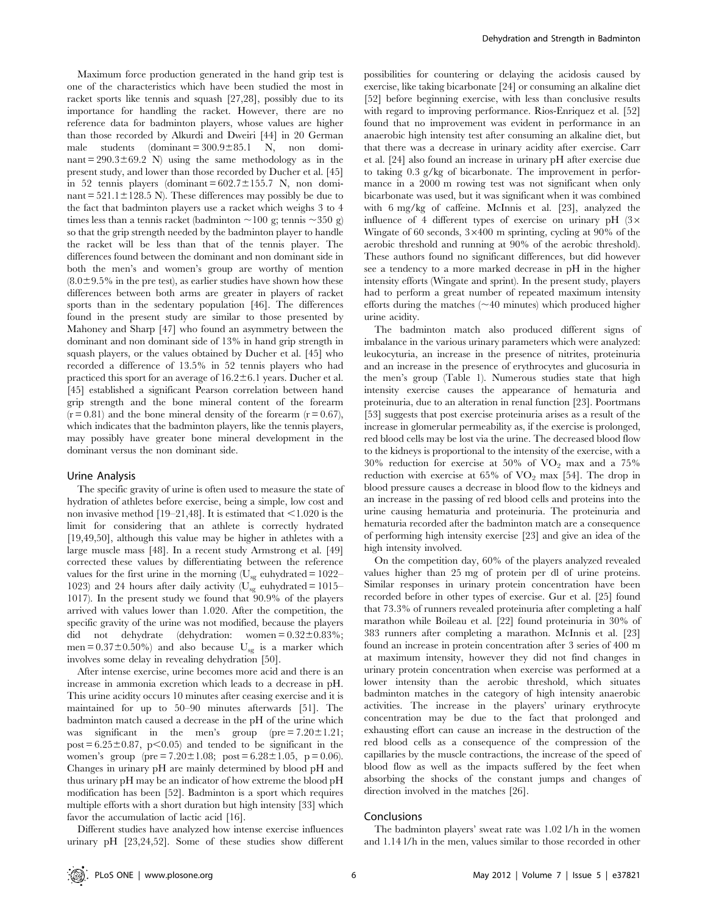Maximum force production generated in the hand grip test is one of the characteristics which have been studied the most in racket sports like tennis and squash [27,28], possibly due to its importance for handling the racket. However, there are no reference data for badminton players, whose values are higher than those recorded by Alkurdi and Dweiri [44] in 20 German male students (dominant = 300.9±85.1 N, non dominant = 290.3±69.2 N) using the same methodology as in the present study, and lower than those recorded by Ducher et al. [45] in 52 tennis players (dominant = 602.7±155.7 N, non dominant = 521.1±128.5 N). These differences may possibly be due to the fact that badminton players use a racket which weighs 3 to 4 times less than a tennis racket (badminton ~100 g; tennis ~350 g) so that the grip strength needed by the badminton player to handle the racket will be less than that of the tennis player. The differences found between the dominant and non dominant side in both the men's and women's group are worthy of mention (8.0±9.5% in the pre test), as earlier studies have shown how these differences between both arms are greater in players of racket sports than in the sedentary population [46]. The differences found in the present study are similar to those presented by Mahoney and Sharp [47] who found an asymmetry between the dominant and non dominant side of 13% in hand grip strength in squash players, or the values obtained by Ducher et al. [45] who recorded a difference of 13.5% in 52 tennis players who had practiced this sport for an average of 16.2±6.1 years. Ducher et al. [45] established a significant Pearson correlation between hand grip strength and the bone mineral content of the forearm (r = 0.81) and the bone mineral density of the forearm (r = 0.67), which indicates that the badminton players, like the tennis players, may possibly have greater bone mineral development in the dominant versus the non dominant side.

## Urine Analysis

The specific gravity of urine is often used to measure the state of hydration of athletes before exercise, being a simple, low cost and non invasive method [19–21,48]. It is estimated that <1.020 is the limit for considering that an athlete is correctly hydrated [19,49,50], although this value may be higher in athletes with a large muscle mass [48]. In a recent study Armstrong et al. [49] corrected these values by differentiating between the reference values for the first urine in the morning ($U_{sg}$ euhydrated = 1022–1023) and 24 hours after daily activity ($U_{sg}$ euhydrated = 1015–1017). In the present study we found that 90.9% of the players arrived with values lower than 1.020. After the competition, the specific gravity of the urine was not modified, because the players did not dehydrate (dehydration: women = 0.32±0.83%; men = 0.37±0.50%) and also because $U_{sg}$ is a marker which involves some delay in revealing dehydration [50].

After intense exercise, urine becomes more acid and there is an increase in ammonia excretion which leads to a decrease in pH. This urine acidity occurs 10 minutes after ceasing exercise and it is maintained for up to 50–90 minutes afterwards [51]. The badminton match caused a decrease in the pH of the urine which was significant in the men's group (pre = 7.20±1.21; post = 6.25±0.87, $p<0.05$) and tended to be significant in the women's group (pre = 7.20±1.08; post = 6.28±1.05, $p = 0.06$). Changes in urinary pH are mainly determined by blood pH and thus urinary pH may be an indicator of how extreme the blood pH modification has been [52]. Badminton is a sport which requires multiple efforts with a short duration but high intensity [33] which favor the accumulation of lactic acid [16].

Different studies have analyzed how intense exercise influences urinary pH [23,24,52]. Some of these studies show different possibilities for countering or delaying the acidosis caused by exercise, like taking bicarbonate [24] or consuming an alkaline diet [52] before beginning exercise, with less than conclusive results with regard to improving performance. Rios-Enriquez et al. [52] found that no improvement was evident in performance in an anaerobic high intensity test after consuming an alkaline diet, but that there was a decrease in urinary acidity after exercise. Carr et al. [24] also found an increase in urinary pH after exercise due to taking 0.3 g/kg of bicarbonate. The improvement in performance in a 2000 m rowing test was not significant when only bicarbonate was used, but it was significant when it was combined with 6 mg/kg of caffeine. McInnis et al. [23], analyzed the influence of 4 different types of exercise on urinary pH (3× Wingate of 60 seconds, 3×400 m sprinting, cycling at 90% of the aerobic threshold and running at 90% of the aerobic threshold). These authors found no significant differences, but did however see a tendency to a more marked decrease in pH in the higher intensity efforts (Wingate and sprint). In the present study, players had to perform a great number of repeated maximum intensity efforts during the matches (~40 minutes) which produced higher urine acidity.

The badminton match also produced different signs of imbalance in the various urinary parameters which were analyzed: leukocyturia, an increase in the presence of nitrites, proteinuria and an increase in the presence of erythrocytes and glucosuria in the men's group (Table 1). Numerous studies state that high intensity exercise causes the appearance of hematuria and proteinuria, due to an alteration in renal function [23]. Poortmans [53] suggests that post exercise proteinuria arises as a result of the increase in glomerular permeability as, if the exercise is prolonged, red blood cells may be lost via the urine. The decreased blood flow to the kidneys is proportional to the intensity of the exercise, with a 30% reduction for exercise at 50% of $VO_2$ max and a 75% reduction with exercise at 65% of $VO_2$ max [54]. The drop in blood pressure causes a decrease in blood flow to the kidneys and an increase in the passing of red blood cells and proteins into the urine causing hematuria and proteinuria. The proteinuria and hematuria recorded after the badminton match are a consequence of performing high intensity exercise [23] and give an idea of the high intensity involved.

On the competition day, 60% of the players analyzed revealed values higher than 25 mg of protein per dl of urine proteins. Similar responses in urinary protein concentration have been recorded before in other types of exercise. Gur et al. [25] found that 73.3% of runners revealed proteinuria after completing a half marathon while Boileau et al. [22] found proteinuria in 30% of 383 runners after completing a marathon. McInnis et al. [23] found an increase in protein concentration after 3 series of 400 m at maximum intensity, however they did not find changes in urinary protein concentration when exercise was performed at a lower intensity than the aerobic threshold, which situates badminton matches in the category of high intensity anaerobic activities. The increase in the players' urinary erythrocyte concentration may be due to the fact that prolonged and exhausting effort can cause an increase in the destruction of the red blood cells as a consequence of the compression of the capillaries by the muscle contractions, the increase of the speed of blood flow as well as the impacts suffered by the feet when absorbing the shocks of the constant jumps and changes of direction involved in the matches [26].

## Conclusions

The badminton players' sweat rate was 1.02 l/h in the women and 1.14 l/h in the men, values similar to those recorded in other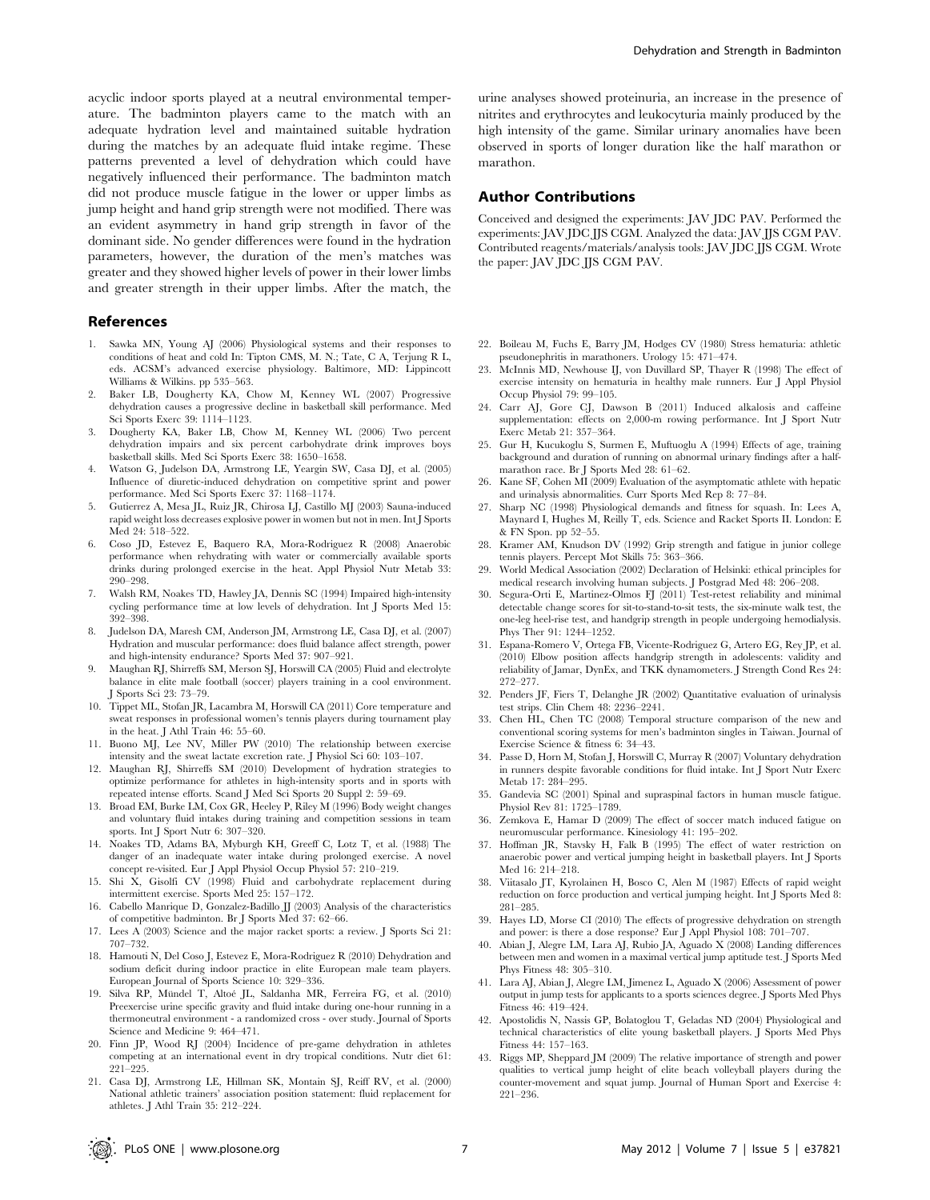acyclic indoor sports played at a neutral environmental temperature. The badminton players came to the match with an adequate hydration level and maintained suitable hydration during the matches by an adequate fluid intake regime. These patterns prevented a level of dehydration which could have negatively influenced their performance. The badminton match did not produce muscle fatigue in the lower or upper limbs as jump height and hand grip strength were not modified. There was an evident asymmetry in hand grip strength in favor of the dominant side. No gender differences were found in the hydration parameters, however, the duration of the men's matches was greater and they showed higher levels of power in their lower limbs and greater strength in their upper limbs. After the match, the urine analyses showed proteinuria, an increase in the presence of nitrites and erythrocytes and leukocyturia mainly produced by the high intensity of the game. Similar urinary anomalies have been observed in sports of longer duration like the half marathon or marathon.

## Author Contributions

Conceived and designed the experiments: JAV JDC PAV. Performed the experiments: JAV JDC JJS CGM. Analyzed the data: JAV JJS CGM PAV. Contributed reagents/materials/analysis tools: JAV JDC JJS CGM. Wrote the paper: JAV JDC JJS CGM PAV.

## References

1. Sawka MN, Young AJ (2006) Physiological systems and their responses to conditions of heat and cold In: Tipton CMS, M. N.; Tate, C A, Terjung R L, eds. ACSM's advanced exercise physiology. Baltimore, MD: Lippincott Williams & Wilkins. pp 535–563.
2. Baker LB, Dougherty KA, Chow M, Kenney WL (2007) Progressive dehydration causes a progressive decline in basketball skill performance. Med Sci Sports Exerc 39: 1114–1123.
3. Dougherty KA, Baker LB, Chow M, Kenney WL (2006) Two percent dehydration impairs and six percent carbohydrate drink improves boys basketball skills. Med Sci Sports Exerc 38: 1650–1658.
4. Watson G, Judelson DA, Armstrong LE, Yeargin SW, Casa DJ, et al. (2005) Influence of diuretic-induced dehydration on competitive sprint and power performance. Med Sci Sports Exerc 37: 1168–1174.
5. Gutierrez A, Mesa JL, Ruiz JR, Chirosa LJ, Castillo MJ (2003) Sauna-induced rapid weight loss decreases explosive power in women but not in men. Int J Sports Med 24: 518–522.
6. Coso JD, Estevez E, Baquero RA, Mora-Rodriguez R (2008) Anaerobic performance when rehydrating with water or commercially available sports drinks during prolonged exercise in the heat. Appl Physiol Nutr Metab 33: 290–298.
7. Walsh RM, Noakes TD, Hawley JA, Dennis SC (1994) Impaired high-intensity cycling performance time at low levels of dehydration. Int J Sports Med 15: 392–398.
8. Judelson DA, Maresh CM, Anderson JM, Armstrong LE, Casa DJ, et al. (2007) Hydration and muscular performance: does fluid balance affect strength, power and high-intensity endurance? Sports Med 37: 907–921.
9. Maughan RJ, Shirreffs SM, Merson SJ, Horswill CA (2005) Fluid and electrolyte balance in elite male football (soccer) players training in a cool environment. J Sports Sci 23: 73–79.
10. Tippet ML, Stofan JR, Lacambra M, Horswill CA (2011) Core temperature and sweat responses in professional women's tennis players during tournament play in the heat. J Athl Train 46: 55–60.
11. Buono MJ, Lee NV, Miller PW (2010) The relationship between exercise intensity and the sweat lactate excretion rate. J Physiol Sci 60: 103–107.
12. Maughan RJ, Shirreffs SM (2010) Development of hydration strategies to optimize performance for athletes in high-intensity sports and in sports with repeated intense efforts. Scand J Med Sci Sports 20 Suppl 2: 59–69.
13. Broad EM, Burke LM, Cox GR, Heeley P, Riley M (1996) Body weight changes and voluntary fluid intakes during training and competition sessions in team sports. Int J Sport Nutr 6: 307–320.
14. Noakes TD, Adams BA, Myburgh KH, Greeff C, Lotz T, et al. (1988) The danger of an inadequate water intake during prolonged exercise. A novel concept re-visited. Eur J Appl Physiol Occup Physiol 57: 210–219.
15. Shi X, Gisolfi CV (1998) Fluid and carbohydrate replacement during intermittent exercise. Sports Med 25: 157–172.
16. Cabello Manrique D, Gonzalez-Badillo JJ (2003) Analysis of the characteristics of competitive badminton. Br J Sports Med 37: 62–66.
17. Lees A (2003) Science and the major racket sports: a review. J Sports Sci 21: 707–732.
18. Hamouti N, Del Coso J, Estevez E, Mora-Rodriguez R (2010) Dehydration and sodium deficit during indoor practice in elite European male team players. European Journal of Sports Science 10: 329–336.
19. Silva RP, Mündel T, Altoé JL, Saldanha MR, Ferreira FG, et al. (2010) Preexercise urine specific gravity and fluid intake during one-hour running in a thermoneutral environment - a randomized cross - over study. Journal of Sports Science and Medicine 9: 464–471.
20. Finn JP, Wood RJ (2004) Incidence of pre-game dehydration in athletes competing at an international event in dry tropical conditions. Nutr diet 61: 221–225.
21. Casa DJ, Armstrong LE, Hillman SK, Montain SJ, Reiff RV, et al. (2000) National athletic trainers' association position statement: fluid replacement for athletes. J Athl Train 35: 212–224.
22. Boileau M, Fuchs E, Barry JM, Hodges CV (1980) Stress hematuria: athletic pseudonephritis in marathoners. Urology 15: 471–474.
23. McInnis MD, Newhouse IJ, von Duvillard SP, Thayer R (1998) The effect of exercise intensity on hematuria in healthy male runners. Eur J Appl Physiol Occup Physiol 79: 99–105.
24. Carr AJ, Gore CJ, Dawson B (2011) Induced alkalosis and caffeine supplementation: effects on 2,000-m rowing performance. Int J Sport Nutr Exerc Metab 21: 357–364.
25. Gur H, Kucukoglu S, Surmen E, Muftuoglu A (1994) Effects of age, training background and duration of running on abnormal urinary findings after a half-marathon race. Br J Sports Med 28: 61–62.
26. Kane SF, Cohen MI (2009) Evaluation of the asymptomatic athlete with hepatic and urinalysis abnormalities. Curr Sports Med Rep 8: 77–84.
27. Sharp NC (1998) Physiological demands and fitness for squash. In: Lees A, Maynard I, Hughes M, Reilly T, eds. Science and Racket Sports II. London: E & FN Spon. pp 52–55.
28. Kramer AM, Knudson DV (1992) Grip strength and fatigue in junior college tennis players. Percept Mot Skills 75: 363–366.
29. World Medical Association (2002) Declaration of Helsinki: ethical principles for medical research involving human subjects. J Postgrad Med 48: 206–208.
30. Segura-Orti E, Martinez-Olmos FJ (2011) Test-retest reliability and minimal detectable change scores for sit-to-stand-to-sit tests, the six-minute walk test, the one-leg heel-rise test, and handgrip strength in people undergoing hemodialysis. Phys Ther 91: 1244–1252.
31. Espana-Romero V, Ortega FB, Vicente-Rodriguez G, Artero EG, Rey JP, et al. (2010) Elbow position affects handgrip strength in adolescents: validity and reliability of Jamar, DynEx, and TKK dynamometers. J Strength Cond Res 24: 272–277.
32. Penders JF, Fiers T, Delanghe JR (2002) Quantitative evaluation of urinalysis test strips. Clin Chem 48: 2236–2241.
33. Chen HL, Chen TC (2008) Temporal structure comparison of the new and conventional scoring systems for men's badminton singles in Taiwan. Journal of Exercise Science & fitness 6: 34–43.
34. Passe D, Horn M, Stofan J, Horswill C, Murray R (2007) Voluntary dehydration in runners despite favorable conditions for fluid intake. Int J Sport Nutr Exerc Metab 17: 284–295.
35. Gandevia SC (2001) Spinal and supraspinal factors in human muscle fatigue. Physiol Rev 81: 1725–1789.
36. Zemkova E, Hamar D (2009) The effect of soccer match induced fatigue on neuromuscular performance. Kinesiology 41: 195–202.
37. Hoffman JR, Stavsky H, Falk B (1995) The effect of water restriction on anaerobic power and vertical jumping height in basketball players. Int J Sports Med 16: 214–218.
38. Viitasalo JT, Kyrolainen H, Bosco C, Alen M (1987) Effects of rapid weight reduction on force production and vertical jumping height. Int J Sports Med 8: 281–285.
39. Hayes LD, Morse CI (2010) The effects of progressive dehydration on strength and power: is there a dose response? Eur J Appl Physiol 108: 701–707.
40. Abian J, Alegre LM, Lara AJ, Rubio JA, Aguado X (2008) Landing differences between men and women in a maximal vertical jump aptitude test. J Sports Med Phys Fitness 48: 305–310.
41. Lara AJ, Abian J, Alegre LM, Jimenez L, Aguado X (2006) Assessment of power output in jump tests for applicants to a sports sciences degree. J Sports Med Phys Fitness 46: 419–424.
42. Apostolidis N, Nassis GP, Bolatoglou T, Geladas ND (2004) Physiological and technical characteristics of elite young basketball players. J Sports Med Phys Fitness 44: 157–163.
43. Riggs MP, Sheppard JM (2009) The relative importance of strength and power qualities to vertical jump height of elite beach volleyball players during the counter-movement and squat jump. Journal of Human Sport and Exercise 4: 221–236.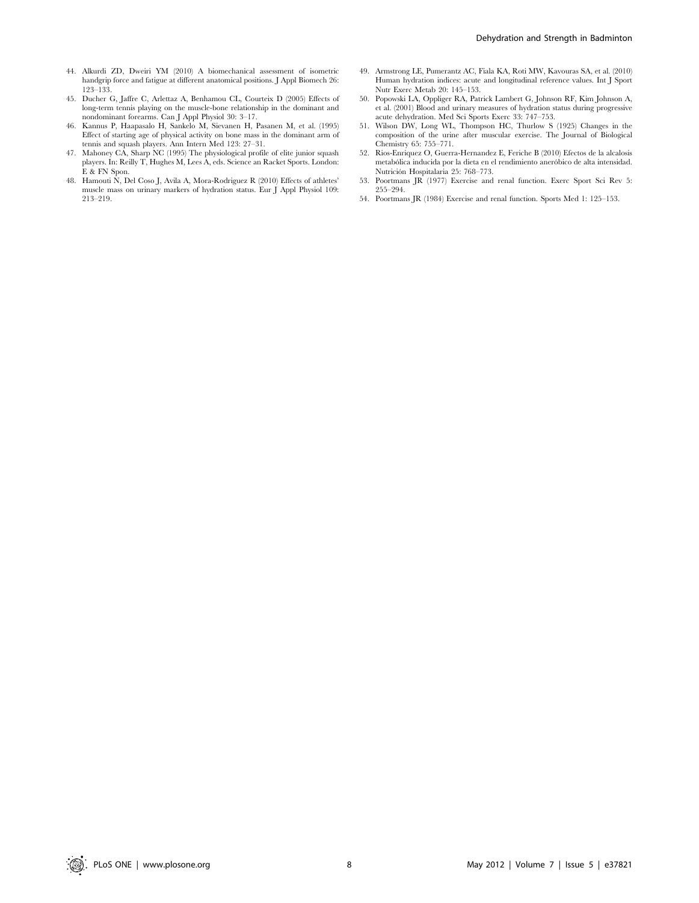44. Alkurdi ZD, Dweiri YM (2010) A biomechanical assessment of isometric handgrip force and fatigue at different anatomical positions. J Appl Biomech 26: 123–133.
45. Ducher G, Jaffre C, Arlettaz A, Benhamou CL, Courteix D (2005) Effects of long-term tennis playing on the muscle-bone relationship in the dominant and nondominant forearms. Can J Appl Physiol 30: 3–17.
46. Kannus P, Haapasalo H, Sankelo M, Sievanen H, Pasanen M, et al. (1995) Effect of starting age of physical activity on bone mass in the dominant arm of tennis and squash players. Ann Intern Med 123: 27–31.
47. Mahoney CA, Sharp NC (1995) The physiological profile of elite junior squash players. In: Reilly T, Hughes M, Lees A, eds. Science an Racket Sports. London: E & FN Spon.
48. Hamouti N, Del Coso J, Avila A, Mora-Rodriguez R (2010) Effects of athletes' muscle mass on urinary markers of hydration status. Eur J Appl Physiol 109: 213–219.
49. Armstrong LE, Pumerantz AC, Fiala KA, Roti MW, Kavouras SA, et al. (2010) Human hydration indices: acute and longitudinal reference values. Int J Sport Nutr Exerc Metab 20: 145–153.
50. Popowski LA, Oppliger RA, Patrick Lambert G, Johnson RF, Kim Johnson A, et al. (2001) Blood and urinary measures of hydration status during progressive acute dehydration. Med Sci Sports Exerc 33: 747–753.
51. Wilson DW, Long WL, Thompson HC, Thurlow S (1925) Changes in the composition of the urine after muscular exercise. The Journal of Biological Chemistry 65: 755–771.
52. Rios-Enriquez O, Guerra-Hernandez E, Feriche B (2010) Efectos de la alcalosis metabólica inducida por la dieta en el rendimiento aneróbico de alta intensidad. Nutrición Hospitalaria 25: 768–773.
53. Poortmans JR (1977) Exercise and renal function. Exerc Sport Sci Rev 5: 255–294.
54. Poortmans JR (1984) Exercise and renal function. Sports Med 1: 125–153.